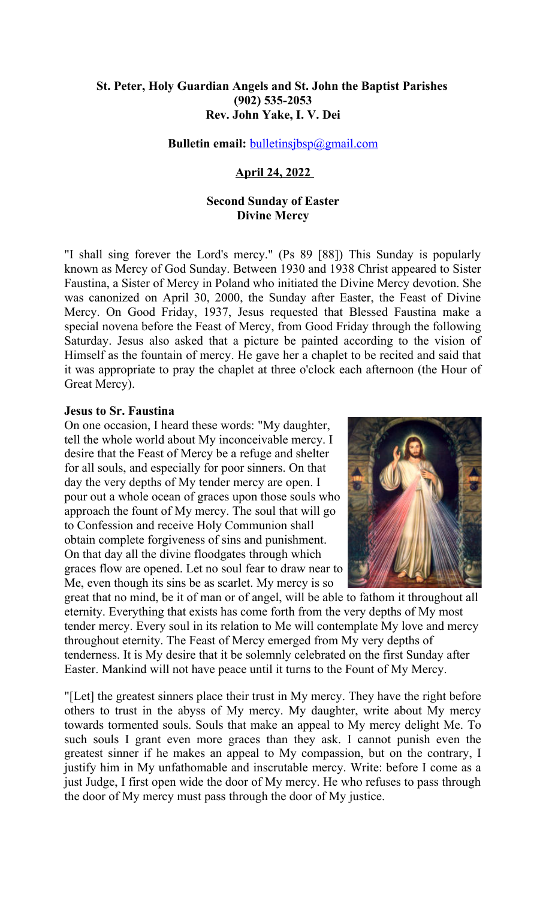**St. Peter, Holy Guardian Angels and St. John the Baptist Parishes**
**(902) 535-2053**
**Rev. John Yake, I. V. Dei**

**Bulletin email:** bulletinsjbsp@gmail.com

**April 24, 2022**

**Second Sunday of Easter**
**Divine Mercy**

"I shall sing forever the Lord's mercy." (Ps 89 [88]) This Sunday is popularly known as Mercy of God Sunday. Between 1930 and 1938 Christ appeared to Sister Faustina, a Sister of Mercy in Poland who initiated the Divine Mercy devotion. She was canonized on April 30, 2000, the Sunday after Easter, the Feast of Divine Mercy. On Good Friday, 1937, Jesus requested that Blessed Faustina make a special novena before the Feast of Mercy, from Good Friday through the following Saturday. Jesus also asked that a picture be painted according to the vision of Himself as the fountain of mercy. He gave her a chaplet to be recited and said that it was appropriate to pray the chaplet at three o'clock each afternoon (the Hour of Great Mercy).

**Jesus to Sr. Faustina**

On one occasion, I heard these words: "My daughter, tell the whole world about My inconceivable mercy. I desire that the Feast of Mercy be a refuge and shelter for all souls, and especially for poor sinners. On that day the very depths of My tender mercy are open. I pour out a whole ocean of graces upon those souls who approach the fount of My mercy. The soul that will go to Confession and receive Holy Communion shall obtain complete forgiveness of sins and punishment. On that day all the divine floodgates through which graces flow are opened. Let no soul fear to draw near to Me, even though its sins be as scarlet. My mercy is so great that no mind, be it of man or of angel, will be able to fathom it throughout all eternity. Everything that exists has come forth from the very depths of My most tender mercy. Every soul in its relation to Me will contemplate My love and mercy throughout eternity. The Feast of Mercy emerged from My very depths of tenderness. It is My desire that it be solemnly celebrated on the first Sunday after Easter. Mankind will not have peace until it turns to the Fount of My Mercy.

"[Let] the greatest sinners place their trust in My mercy. They have the right before others to trust in the abyss of My mercy. My daughter, write about My mercy towards tormented souls. Souls that make an appeal to My mercy delight Me. To such souls I grant even more graces than they ask. I cannot punish even the greatest sinner if he makes an appeal to My compassion, but on the contrary, I justify him in My unfathomable and inscrutable mercy. Write: before I come as a just Judge, I first open wide the door of My mercy. He who refuses to pass through the door of My mercy must pass through the door of My justice.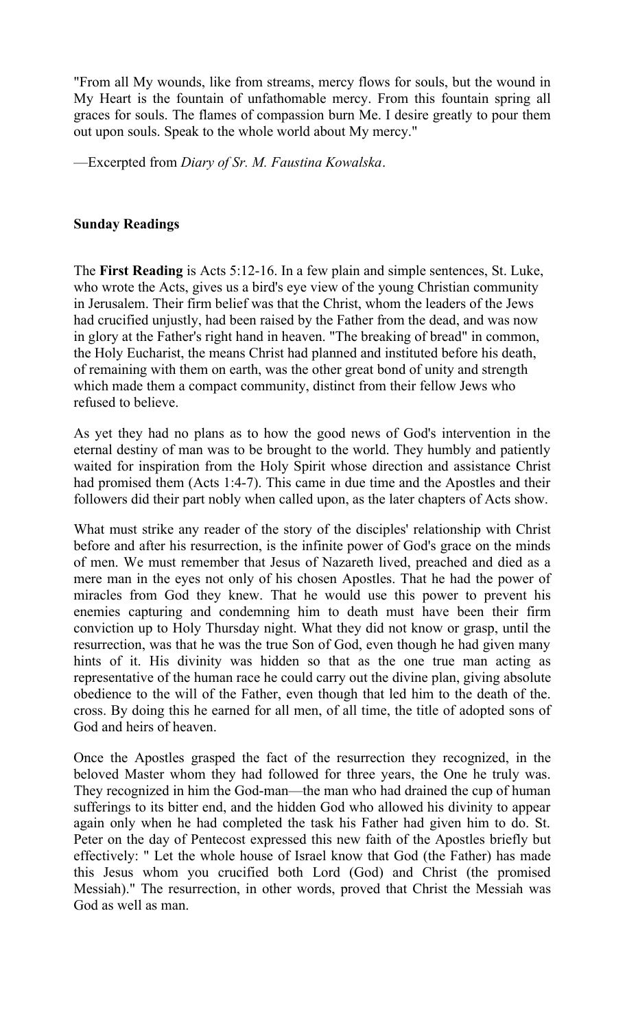"From all My wounds, like from streams, mercy flows for souls, but the wound in My Heart is the fountain of unfathomable mercy. From this fountain spring all graces for souls. The flames of compassion burn Me. I desire greatly to pour them out upon souls. Speak to the whole world about My mercy."

—Excerpted from *Diary of Sr. M. Faustina Kowalska*.

**Sunday Readings**

The **First Reading** is Acts 5:12-16. In a few plain and simple sentences, St. Luke, who wrote the Acts, gives us a bird's eye view of the young Christian community in Jerusalem. Their firm belief was that the Christ, whom the leaders of the Jews had crucified unjustly, had been raised by the Father from the dead, and was now in glory at the Father's right hand in heaven. "The breaking of bread" in common, the Holy Eucharist, the means Christ had planned and instituted before his death, of remaining with them on earth, was the other great bond of unity and strength which made them a compact community, distinct from their fellow Jews who refused to believe.

As yet they had no plans as to how the good news of God's intervention in the eternal destiny of man was to be brought to the world. They humbly and patiently waited for inspiration from the Holy Spirit whose direction and assistance Christ had promised them (Acts 1:4-7). This came in due time and the Apostles and their followers did their part nobly when called upon, as the later chapters of Acts show.

What must strike any reader of the story of the disciples' relationship with Christ before and after his resurrection, is the infinite power of God's grace on the minds of men. We must remember that Jesus of Nazareth lived, preached and died as a mere man in the eyes not only of his chosen Apostles. That he had the power of miracles from God they knew. That he would use this power to prevent his enemies capturing and condemning him to death must have been their firm conviction up to Holy Thursday night. What they did not know or grasp, until the resurrection, was that he was the true Son of God, even though he had given many hints of it. His divinity was hidden so that as the one true man acting as representative of the human race he could carry out the divine plan, giving absolute obedience to the will of the Father, even though that led him to the death of the. cross. By doing this he earned for all men, of all time, the title of adopted sons of God and heirs of heaven.

Once the Apostles grasped the fact of the resurrection they recognized, in the beloved Master whom they had followed for three years, the One he truly was. They recognized in him the God-man—the man who had drained the cup of human sufferings to its bitter end, and the hidden God who allowed his divinity to appear again only when he had completed the task his Father had given him to do. St. Peter on the day of Pentecost expressed this new faith of the Apostles briefly but effectively: " Let the whole house of Israel know that God (the Father) has made this Jesus whom you crucified both Lord (God) and Christ (the promised Messiah)." The resurrection, in other words, proved that Christ the Messiah was God as well as man.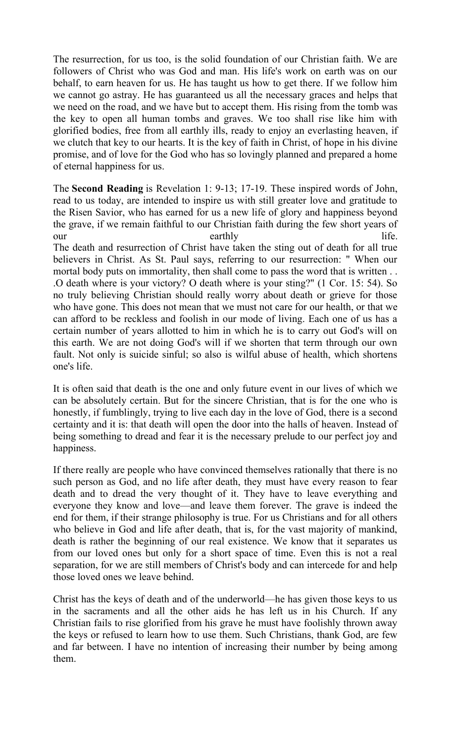The resurrection, for us too, is the solid foundation of our Christian faith. We are followers of Christ who was God and man. His life's work on earth was on our behalf, to earn heaven for us. He has taught us how to get there. If we follow him we cannot go astray. He has guaranteed us all the necessary graces and helps that we need on the road, and we have but to accept them. His rising from the tomb was the key to open all human tombs and graves. We too shall rise like him with glorified bodies, free from all earthly ills, ready to enjoy an everlasting heaven, if we clutch that key to our hearts. It is the key of faith in Christ, of hope in his divine promise, and of love for the God who has so lovingly planned and prepared a home of eternal happiness for us.

The **Second Reading** is Revelation 1: 9-13; 17-19. These inspired words of John, read to us today, are intended to inspire us with still greater love and gratitude to the Risen Savior, who has earned for us a new life of glory and happiness beyond the grave, if we remain faithful to our Christian faith during the few short years of our earthly life.
The death and resurrection of Christ have taken the sting out of death for all true believers in Christ. As St. Paul says, referring to our resurrection: " When our mortal body puts on immortality, then shall come to pass the word that is written . . .O death where is your victory? O death where is your sting?" (1 Cor. 15: 54). So no truly believing Christian should really worry about death or grieve for those who have gone. This does not mean that we must not care for our health, or that we can afford to be reckless and foolish in our mode of living. Each one of us has a certain number of years allotted to him in which he is to carry out God's will on this earth. We are not doing God's will if we shorten that term through our own fault. Not only is suicide sinful; so also is wilful abuse of health, which shortens one's life.

It is often said that death is the one and only future event in our lives of which we can be absolutely certain. But for the sincere Christian, that is for the one who is honestly, if fumblingly, trying to live each day in the love of God, there is a second certainty and it is: that death will open the door into the halls of heaven. Instead of being something to dread and fear it is the necessary prelude to our perfect joy and happiness.

If there really are people who have convinced themselves rationally that there is no such person as God, and no life after death, they must have every reason to fear death and to dread the very thought of it. They have to leave everything and everyone they know and love—and leave them forever. The grave is indeed the end for them, if their strange philosophy is true. For us Christians and for all others who believe in God and life after death, that is, for the vast majority of mankind, death is rather the beginning of our real existence. We know that it separates us from our loved ones but only for a short space of time. Even this is not a real separation, for we are still members of Christ's body and can intercede for and help those loved ones we leave behind.

Christ has the keys of death and of the underworld—he has given those keys to us in the sacraments and all the other aids he has left us in his Church. If any Christian fails to rise glorified from his grave he must have foolishly thrown away the keys or refused to learn how to use them. Such Christians, thank God, are few and far between. I have no intention of increasing their number by being among them.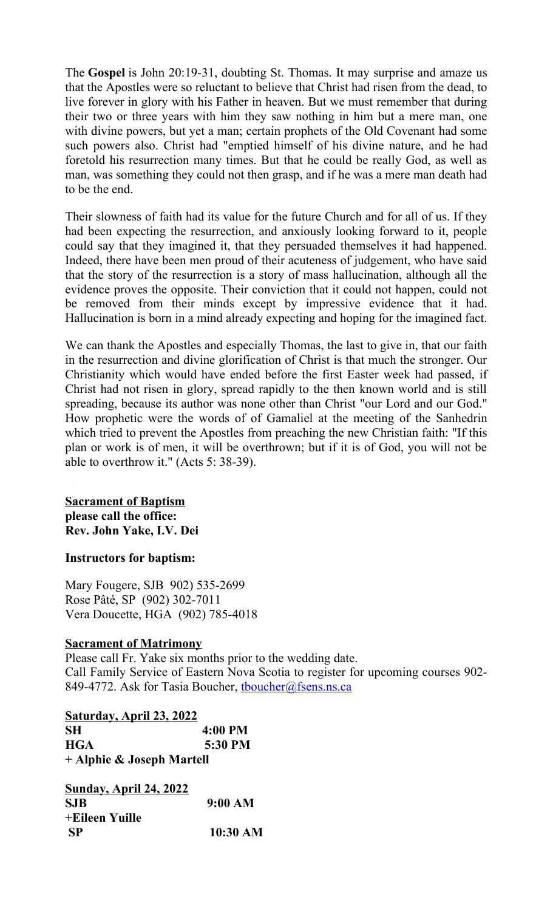The **Gospel** is John 20:19-31, doubting St. Thomas. It may surprise and amaze us that the Apostles were so reluctant to believe that Christ had risen from the dead, to live forever in glory with his Father in heaven. But we must remember that during their two or three years with him they saw nothing in him but a mere man, one with divine powers, but yet a man; certain prophets of the Old Covenant had some such powers also. Christ had "emptied himself of his divine nature, and he had foretold his resurrection many times. But that he could be really God, as well as man, was something they could not then grasp, and if he was a mere man death had to be the end.

Their slowness of faith had its value for the future Church and for all of us. If they had been expecting the resurrection, and anxiously looking forward to it, people could say that they imagined it, that they persuaded themselves it had happened. Indeed, there have been men proud of their acuteness of judgement, who have said that the story of the resurrection is a story of mass hallucination, although all the evidence proves the opposite. Their conviction that it could not happen, could not be removed from their minds except by impressive evidence that it had. Hallucination is born in a mind already expecting and hoping for the imagined fact.

We can thank the Apostles and especially Thomas, the last to give in, that our faith in the resurrection and divine glorification of Christ is that much the stronger. Our Christianity which would have ended before the first Easter week had passed, if Christ had not risen in glory, spread rapidly to the then known world and is still spreading, because its author was none other than Christ "our Lord and our God." How prophetic were the words of of Gamaliel at the meeting of the Sanhedrin which tried to prevent the Apostles from preaching the new Christian faith: "If this plan or work is of men, it will be overthrown; but if it is of God, you will not be able to overthrow it." (Acts 5: 38-39).

**Sacrament of Baptism**
**please call the office:**
**Rev. John Yake, I.V. Dei**

**Instructors for baptism:**

Mary Fougere, SJB 902) 535-2699
Rose Pâté, SP (902) 302-7011
Vera Doucette, HGA (902) 785-4018

**Sacrament of Matrimony**
Please call Fr. Yake six months prior to the wedding date.
Call Family Service of Eastern Nova Scotia to register for upcoming courses 902-849-4772. Ask for Tasia Boucher, tboucher@fsens.ns.ca

**Saturday, April 23, 2022**
**SH** **4:00 PM**
**HGA** **5:30 PM**
**+ Alphie & Joseph Martell**

**Sunday, April 24, 2022**
**SJB** **9:00 AM**
**+Eileen Yuille**
**SP** **10:30 AM**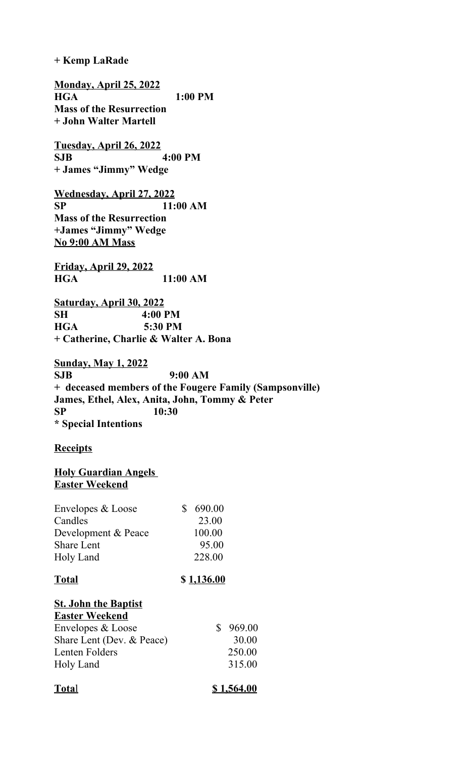**+ Kemp LaRade**

**Monday, April 25, 2022**
**HGA 1:00 PM**
**Mass of the Resurrection**
**+ John Walter Martell**

**Tuesday, April 26, 2022**
**SJB 4:00 PM**
**+ James "Jimmy" Wedge**

**Wednesday, April 27, 2022**
**SP 11:00 AM**
**Mass of the Resurrection**
**+James "Jimmy" Wedge**
**No 9:00 AM Mass**

**Friday, April 29, 2022**
**HGA 11:00 AM**

**Saturday, April 30, 2022**
**SH 4:00 PM**
**HGA 5:30 PM**
**+ Catherine, Charlie & Walter A. Bona**

**Sunday, May 1, 2022**
**SJB 9:00 AM**
**+ deceased members of the Fougere Family (Sampsonville)**
**James, Ethel, Alex, Anita, John, Tommy & Peter**
**SP 10:30**
**\* Special Intentions**

**Receipts**

**Holy Guardian Angels**
**Easter Weekend**

| | |
|---|---|
| Envelopes & Loose | $ 690.00 |
| Candles | 23.00 |
| Development & Peace | 100.00 |
| Share Lent | 95.00 |
| Holy Land | 228.00 |
| **Total** | **$ 1,136.00** |

**St. John the Baptist**
**Easter Weekend**

| | |
|---|---|
| Envelopes & Loose | $ 969.00 |
| Share Lent (Dev. & Peace) | 30.00 |
| Lenten Folders | 250.00 |
| Holy Land | 315.00 |
| **Total** | **$ 1,564.00** |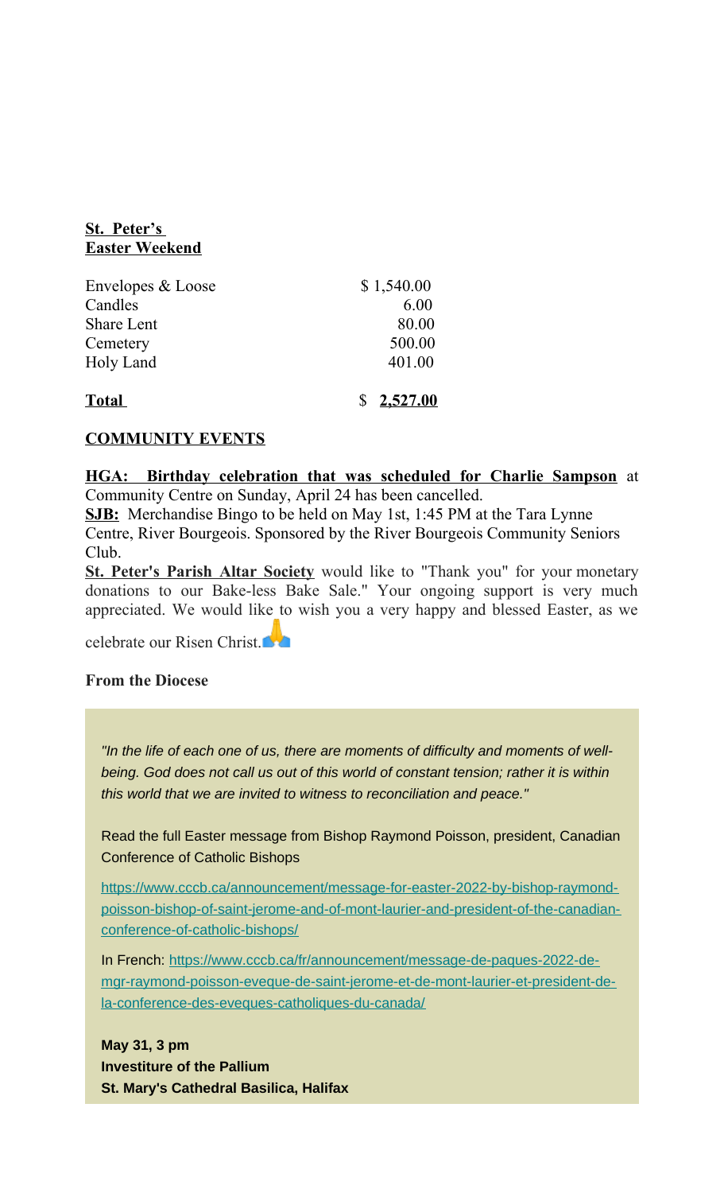**St. Peter's**
**Easter Weekend**

| | |
|---|---|
| Envelopes & Loose | $ 1,540.00 |
| Candles | 6.00 |
| Share Lent | 80.00 |
| Cemetery | 500.00 |
| Holy Land | 401.00 |
| **Total** | $ **2,527.00** |

## COMMUNITY EVENTS

**HGA: Birthday celebration that was scheduled for Charlie Sampson** at Community Centre on Sunday, April 24 has been cancelled.

**SJB:** Merchandise Bingo to be held on May 1st, 1:45 PM at the Tara Lynne Centre, River Bourgeois. Sponsored by the River Bourgeois Community Seniors Club.

**St. Peter's Parish Altar Society** would like to "Thank you" for your monetary donations to our Bake-less Bake Sale." Your ongoing support is very much appreciated. We would like to wish you a very happy and blessed Easter, as we celebrate our Risen Christ.🙏

**From the Diocese**

*"In the life of each one of us, there are moments of difficulty and moments of well-being. God does not call us out of this world of constant tension; rather it is within this world that we are invited to witness to reconciliation and peace."*

Read the full Easter message from Bishop Raymond Poisson, president, Canadian Conference of Catholic Bishops

https://www.cccb.ca/announcement/message-for-easter-2022-by-bishop-raymond-poisson-bishop-of-saint-jerome-and-of-mont-laurier-and-president-of-the-canadian-conference-of-catholic-bishops/

In French: https://www.cccb.ca/fr/announcement/message-de-paques-2022-de-mgr-raymond-poisson-eveque-de-saint-jerome-et-de-mont-laurier-et-president-de-la-conference-des-eveques-catholiques-du-canada/

**May 31, 3 pm**
**Investiture of the Pallium**
**St. Mary's Cathedral Basilica, Halifax**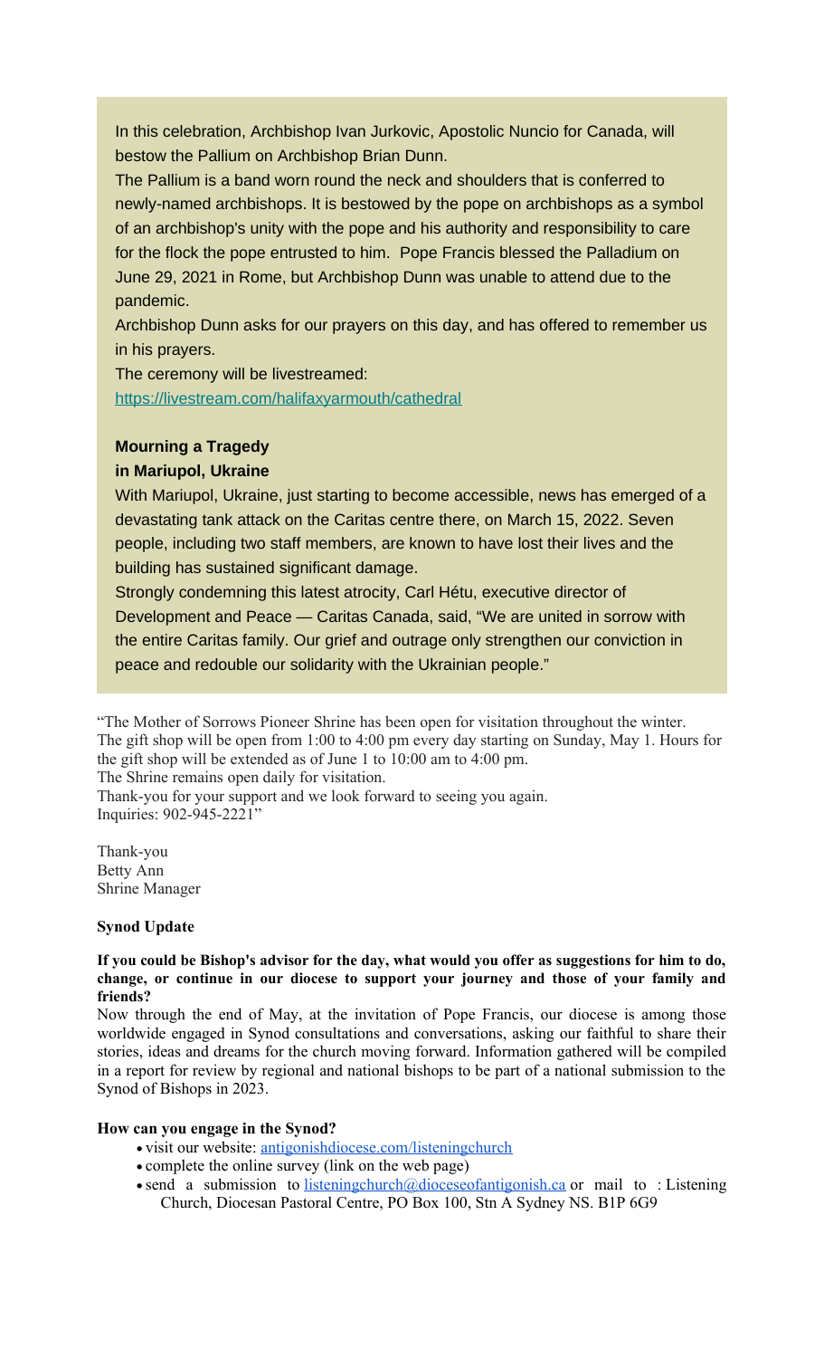In this celebration, Archbishop Ivan Jurkovic, Apostolic Nuncio for Canada, will bestow the Pallium on Archbishop Brian Dunn.

The Pallium is a band worn round the neck and shoulders that is conferred to newly-named archbishops. It is bestowed by the pope on archbishops as a symbol of an archbishop's unity with the pope and his authority and responsibility to care for the flock the pope entrusted to him. Pope Francis blessed the Palladium on June 29, 2021 in Rome, but Archbishop Dunn was unable to attend due to the pandemic.

Archbishop Dunn asks for our prayers on this day, and has offered to remember us in his prayers.

The ceremony will be livestreamed:

https://livestream.com/halifaxyarmouth/cathedral

**Mourning a Tragedy**
**in Mariupol, Ukraine**

With Mariupol, Ukraine, just starting to become accessible, news has emerged of a devastating tank attack on the Caritas centre there, on March 15, 2022. Seven people, including two staff members, are known to have lost their lives and the building has sustained significant damage.

Strongly condemning this latest atrocity, Carl Hétu, executive director of Development and Peace — Caritas Canada, said, "We are united in sorrow with the entire Caritas family. Our grief and outrage only strengthen our conviction in peace and redouble our solidarity with the Ukrainian people."

"The Mother of Sorrows Pioneer Shrine has been open for visitation throughout the winter.
The gift shop will be open from 1:00 to 4:00 pm every day starting on Sunday, May 1. Hours for the gift shop will be extended as of June 1 to 10:00 am to 4:00 pm.
The Shrine remains open daily for visitation.
Thank-you for your support and we look forward to seeing you again.
Inquiries: 902-945-2221"

Thank-you
Betty Ann
Shrine Manager

**Synod Update**

**If you could be Bishop's advisor for the day, what would you offer as suggestions for him to do, change, or continue in our diocese to support your journey and those of your family and friends?**

Now through the end of May, at the invitation of Pope Francis, our diocese is among those worldwide engaged in Synod consultations and conversations, asking our faithful to share their stories, ideas and dreams for the church moving forward. Information gathered will be compiled in a report for review by regional and national bishops to be part of a national submission to the Synod of Bishops in 2023.

**How can you engage in the Synod?**

- visit our website: antigonishdiocese.com/listeningchurch
- complete the online survey (link on the web page)
- send a submission to listeningchurch@dioceseofantigonish.ca or mail to : Listening Church, Diocesan Pastoral Centre, PO Box 100, Stn A Sydney NS. B1P 6G9